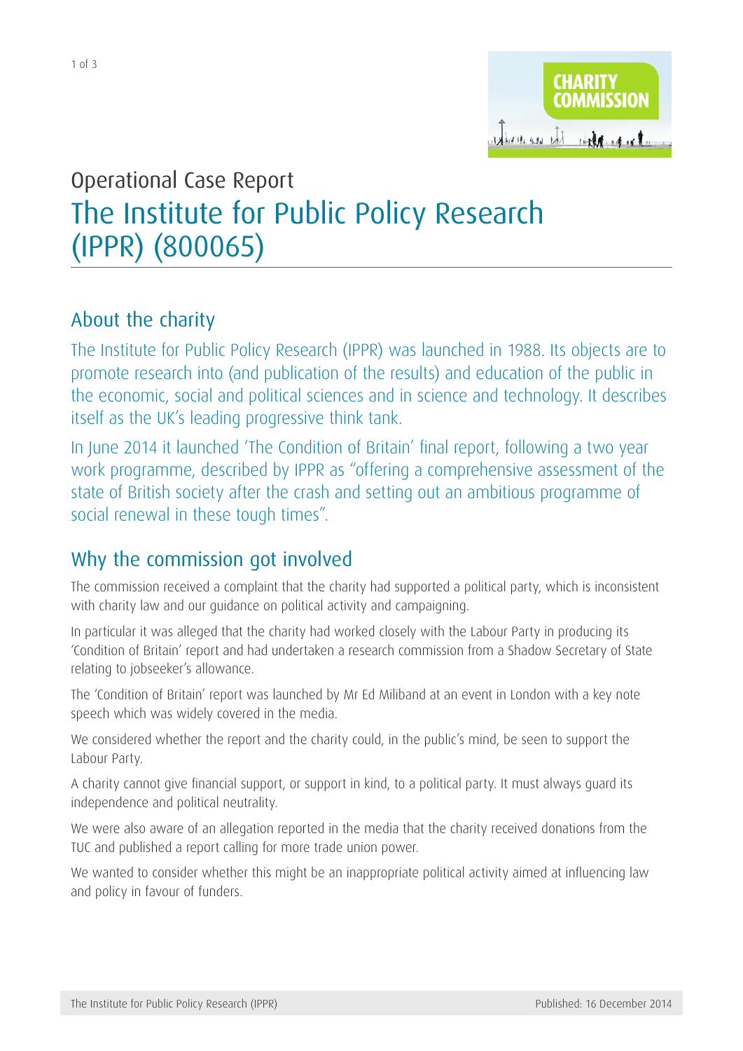Operational Case Report

# The Institute for Public Policy Research (IPPR) (800065)

## About the charity

The Institute for Public Policy Research (IPPR) was launched in 1988. Its objects are to promote research into (and publication of the results) and education of the public in the economic, social and political sciences and in science and technology. It describes itself as the UK's leading progressive think tank.

In June 2014 it launched 'The Condition of Britain' final report, following a two year work programme, described by IPPR as "offering a comprehensive assessment of the state of British society after the crash and setting out an ambitious programme of social renewal in these tough times".

## Why the commission got involved

The commission received a complaint that the charity had supported a political party, which is inconsistent with charity law and our guidance on political activity and campaigning.

In particular it was alleged that the charity had worked closely with the Labour Party in producing its 'Condition of Britain' report and had undertaken a research commission from a Shadow Secretary of State relating to jobseeker's allowance.

The 'Condition of Britain' report was launched by Mr Ed Miliband at an event in London with a key note speech which was widely covered in the media.

We considered whether the report and the charity could, in the public's mind, be seen to support the Labour Party.

A charity cannot give financial support, or support in kind, to a political party. It must always guard its independence and political neutrality.

We were also aware of an allegation reported in the media that the charity received donations from the TUC and published a report calling for more trade union power.

We wanted to consider whether this might be an inappropriate political activity aimed at influencing law and policy in favour of funders.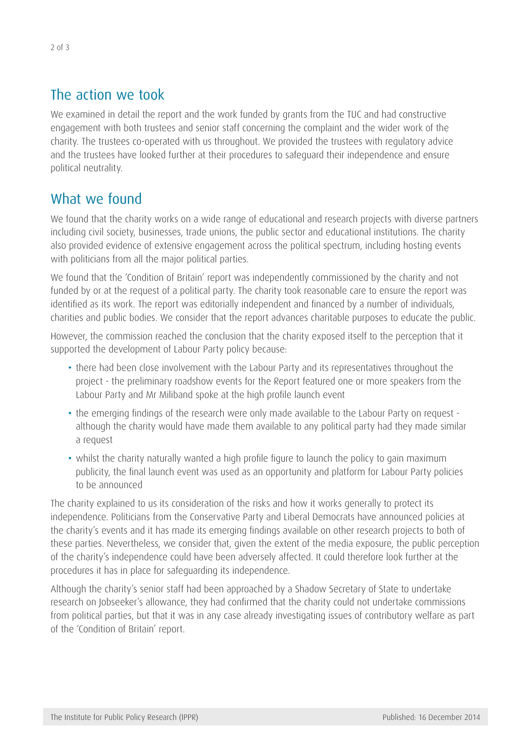## The action we took

We examined in detail the report and the work funded by grants from the TUC and had constructive engagement with both trustees and senior staff concerning the complaint and the wider work of the charity. The trustees co-operated with us throughout. We provided the trustees with regulatory advice and the trustees have looked further at their procedures to safeguard their independence and ensure political neutrality.

## What we found

We found that the charity works on a wide range of educational and research projects with diverse partners including civil society, businesses, trade unions, the public sector and educational institutions. The charity also provided evidence of extensive engagement across the political spectrum, including hosting events with politicians from all the major political parties.

We found that the 'Condition of Britain' report was independently commissioned by the charity and not funded by or at the request of a political party. The charity took reasonable care to ensure the report was identified as its work. The report was editorially independent and financed by a number of individuals, charities and public bodies. We consider that the report advances charitable purposes to educate the public.

However, the commission reached the conclusion that the charity exposed itself to the perception that it supported the development of Labour Party policy because:

- there had been close involvement with the Labour Party and its representatives throughout the project - the preliminary roadshow events for the Report featured one or more speakers from the Labour Party and Mr Miliband spoke at the high profile launch event
- the emerging findings of the research were only made available to the Labour Party on request - although the charity would have made them available to any political party had they made similar a request
- whilst the charity naturally wanted a high profile figure to launch the policy to gain maximum publicity, the final launch event was used as an opportunity and platform for Labour Party policies to be announced

The charity explained to us its consideration of the risks and how it works generally to protect its independence. Politicians from the Conservative Party and Liberal Democrats have announced policies at the charity's events and it has made its emerging findings available on other research projects to both of these parties. Nevertheless, we consider that, given the extent of the media exposure, the public perception of the charity's independence could have been adversely affected. It could therefore look further at the procedures it has in place for safeguarding its independence.

Although the charity's senior staff had been approached by a Shadow Secretary of State to undertake research on Jobseeker's allowance, they had confirmed that the charity could not undertake commissions from political parties, but that it was in any case already investigating issues of contributory welfare as part of the 'Condition of Britain' report.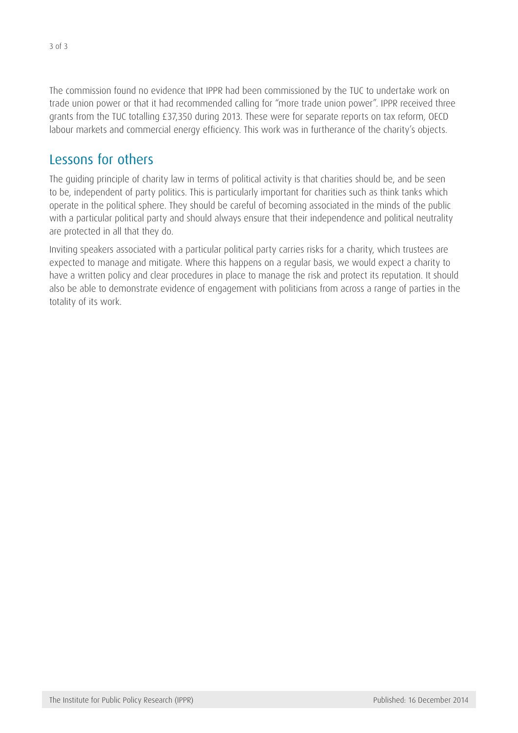The commission found no evidence that IPPR had been commissioned by the TUC to undertake work on trade union power or that it had recommended calling for "more trade union power". IPPR received three grants from the TUC totalling £37,350 during 2013. These were for separate reports on tax reform, OECD labour markets and commercial energy efficiency. This work was in furtherance of the charity's objects.

## Lessons for others

The guiding principle of charity law in terms of political activity is that charities should be, and be seen to be, independent of party politics. This is particularly important for charities such as think tanks which operate in the political sphere. They should be careful of becoming associated in the minds of the public with a particular political party and should always ensure that their independence and political neutrality are protected in all that they do.

Inviting speakers associated with a particular political party carries risks for a charity, which trustees are expected to manage and mitigate. Where this happens on a regular basis, we would expect a charity to have a written policy and clear procedures in place to manage the risk and protect its reputation. It should also be able to demonstrate evidence of engagement with politicians from across a range of parties in the totality of its work.